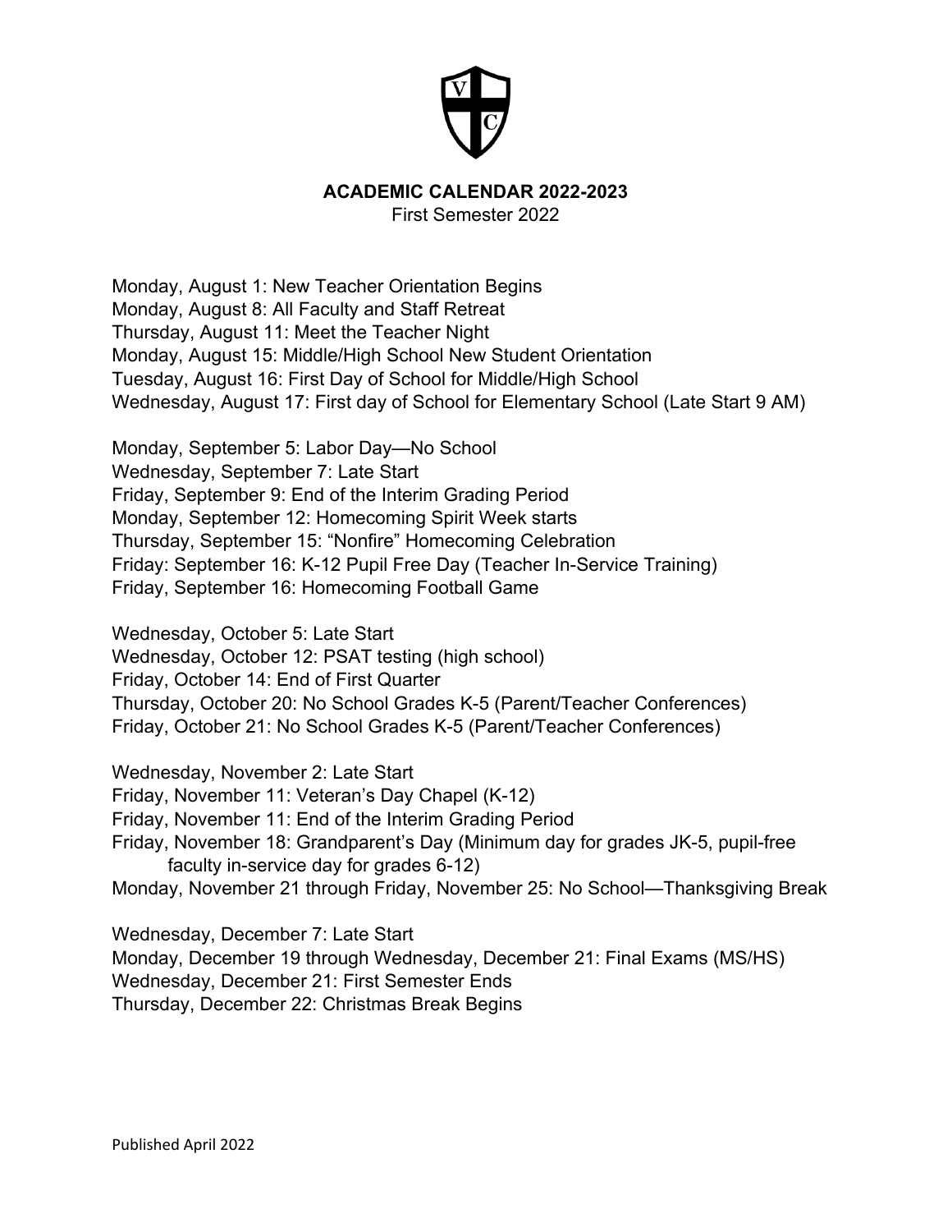# ACADEMIC CALENDAR 2022-2023

First Semester 2022

Monday, August 1: New Teacher Orientation Begins
Monday, August 8: All Faculty and Staff Retreat
Thursday, August 11: Meet the Teacher Night
Monday, August 15: Middle/High School New Student Orientation
Tuesday, August 16: First Day of School for Middle/High School
Wednesday, August 17: First day of School for Elementary School (Late Start 9 AM)

Monday, September 5: Labor Day—No School
Wednesday, September 7: Late Start
Friday, September 9: End of the Interim Grading Period
Monday, September 12: Homecoming Spirit Week starts
Thursday, September 15: "Nonfire" Homecoming Celebration
Friday: September 16: K-12 Pupil Free Day (Teacher In-Service Training)
Friday, September 16: Homecoming Football Game

Wednesday, October 5: Late Start
Wednesday, October 12: PSAT testing (high school)
Friday, October 14: End of First Quarter
Thursday, October 20: No School Grades K-5 (Parent/Teacher Conferences)
Friday, October 21: No School Grades K-5 (Parent/Teacher Conferences)

Wednesday, November 2: Late Start
Friday, November 11: Veteran's Day Chapel (K-12)
Friday, November 11: End of the Interim Grading Period
Friday, November 18: Grandparent's Day (Minimum day for grades JK-5, pupil-free faculty in-service day for grades 6-12)
Monday, November 21 through Friday, November 25: No School—Thanksgiving Break

Wednesday, December 7: Late Start
Monday, December 19 through Wednesday, December 21: Final Exams (MS/HS)
Wednesday, December 21: First Semester Ends
Thursday, December 22: Christmas Break Begins

Published April 2022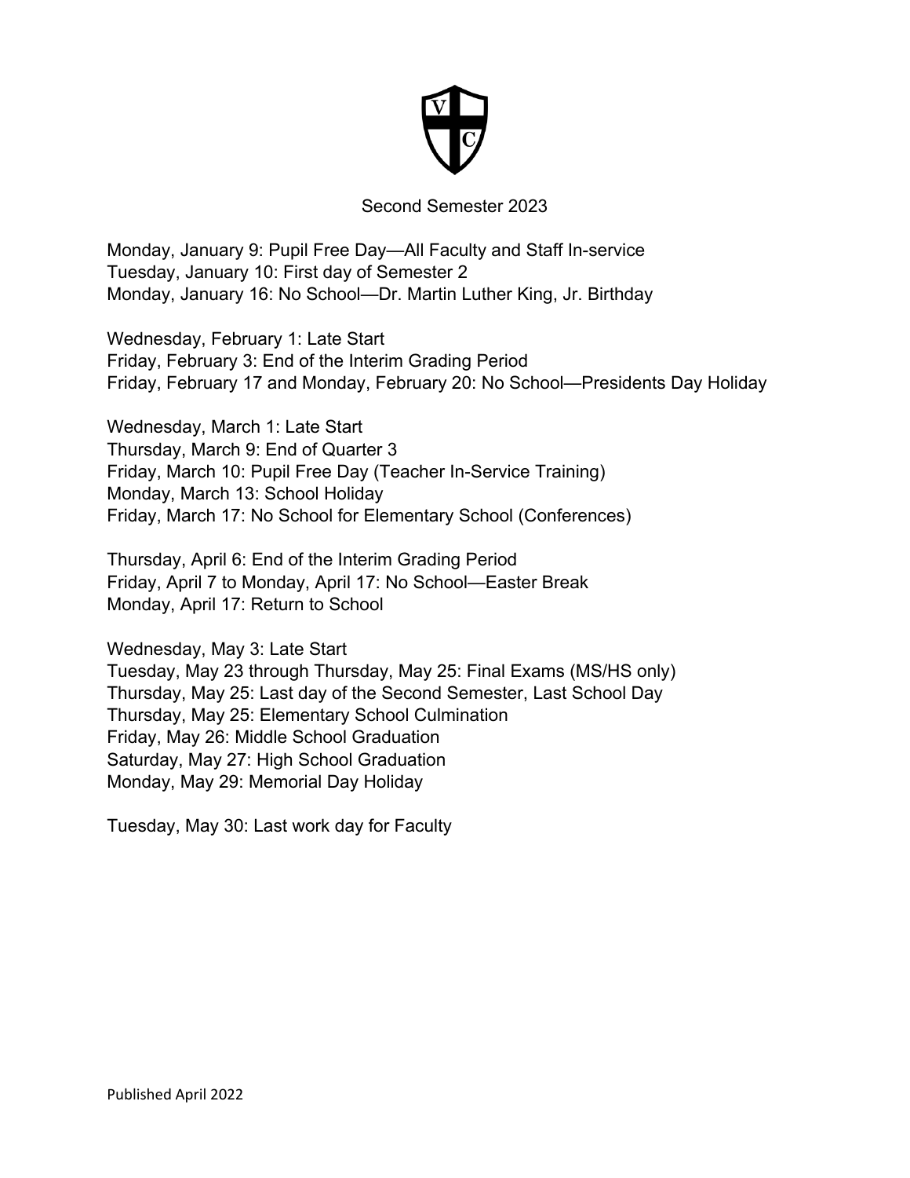## Second Semester 2023

Monday, January 9: Pupil Free Day—All Faculty and Staff In-service
Tuesday, January 10: First day of Semester 2
Monday, January 16: No School—Dr. Martin Luther King, Jr. Birthday

Wednesday, February 1: Late Start
Friday, February 3: End of the Interim Grading Period
Friday, February 17 and Monday, February 20: No School—Presidents Day Holiday

Wednesday, March 1: Late Start
Thursday, March 9: End of Quarter 3
Friday, March 10: Pupil Free Day (Teacher In-Service Training)
Monday, March 13: School Holiday
Friday, March 17: No School for Elementary School (Conferences)

Thursday, April 6: End of the Interim Grading Period
Friday, April 7 to Monday, April 17: No School—Easter Break
Monday, April 17: Return to School

Wednesday, May 3: Late Start
Tuesday, May 23 through Thursday, May 25: Final Exams (MS/HS only)
Thursday, May 25: Last day of the Second Semester, Last School Day
Thursday, May 25: Elementary School Culmination
Friday, May 26: Middle School Graduation
Saturday, May 27: High School Graduation
Monday, May 29: Memorial Day Holiday

Tuesday, May 30: Last work day for Faculty

Published April 2022